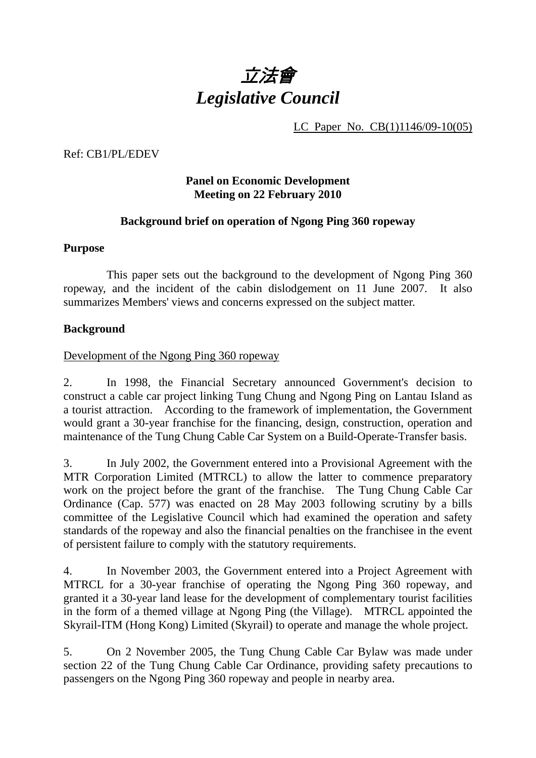# *立法會*
# *Legislative Council*

LC Paper No. CB(1)1146/09-10(05)

Ref: CB1/PL/EDEV

**Panel on Economic Development**
**Meeting on 22 February 2010**

**Background brief on operation of Ngong Ping 360 ropeway**

**Purpose**

This paper sets out the background to the development of Ngong Ping 360 ropeway, and the incident of the cabin dislodgement on 11 June 2007. It also summarizes Members' views and concerns expressed on the subject matter.

**Background**

Development of the Ngong Ping 360 ropeway

2. In 1998, the Financial Secretary announced Government's decision to construct a cable car project linking Tung Chung and Ngong Ping on Lantau Island as a tourist attraction. According to the framework of implementation, the Government would grant a 30-year franchise for the financing, design, construction, operation and maintenance of the Tung Chung Cable Car System on a Build-Operate-Transfer basis.

3. In July 2002, the Government entered into a Provisional Agreement with the MTR Corporation Limited (MTRCL) to allow the latter to commence preparatory work on the project before the grant of the franchise. The Tung Chung Cable Car Ordinance (Cap. 577) was enacted on 28 May 2003 following scrutiny by a bills committee of the Legislative Council which had examined the operation and safety standards of the ropeway and also the financial penalties on the franchisee in the event of persistent failure to comply with the statutory requirements.

4. In November 2003, the Government entered into a Project Agreement with MTRCL for a 30-year franchise of operating the Ngong Ping 360 ropeway, and granted it a 30-year land lease for the development of complementary tourist facilities in the form of a themed village at Ngong Ping (the Village). MTRCL appointed the Skyrail-ITM (Hong Kong) Limited (Skyrail) to operate and manage the whole project.

5. On 2 November 2005, the Tung Chung Cable Car Bylaw was made under section 22 of the Tung Chung Cable Car Ordinance, providing safety precautions to passengers on the Ngong Ping 360 ropeway and people in nearby area.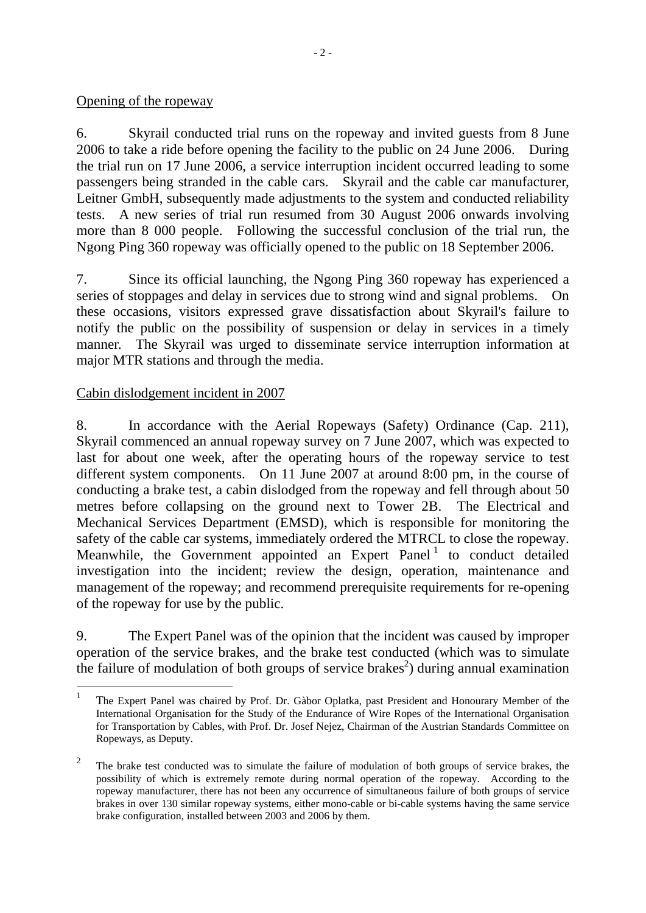Opening of the ropeway

6. Skyrail conducted trial runs on the ropeway and invited guests from 8 June 2006 to take a ride before opening the facility to the public on 24 June 2006. During the trial run on 17 June 2006, a service interruption incident occurred leading to some passengers being stranded in the cable cars. Skyrail and the cable car manufacturer, Leitner GmbH, subsequently made adjustments to the system and conducted reliability tests. A new series of trial run resumed from 30 August 2006 onwards involving more than 8 000 people. Following the successful conclusion of the trial run, the Ngong Ping 360 ropeway was officially opened to the public on 18 September 2006.

7. Since its official launching, the Ngong Ping 360 ropeway has experienced a series of stoppages and delay in services due to strong wind and signal problems. On these occasions, visitors expressed grave dissatisfaction about Skyrail's failure to notify the public on the possibility of suspension or delay in services in a timely manner. The Skyrail was urged to disseminate service interruption information at major MTR stations and through the media.

Cabin dislodgement incident in 2007

8. In accordance with the Aerial Ropeways (Safety) Ordinance (Cap. 211), Skyrail commenced an annual ropeway survey on 7 June 2007, which was expected to last for about one week, after the operating hours of the ropeway service to test different system components. On 11 June 2007 at around 8:00 pm, in the course of conducting a brake test, a cabin dislodged from the ropeway and fell through about 50 metres before collapsing on the ground next to Tower 2B. The Electrical and Mechanical Services Department (EMSD), which is responsible for monitoring the safety of the cable car systems, immediately ordered the MTRCL to close the ropeway. Meanwhile, the Government appointed an Expert Panel [1] to conduct detailed investigation into the incident; review the design, operation, maintenance and management of the ropeway; and recommend prerequisite requirements for re-opening of the ropeway for use by the public.

9. The Expert Panel was of the opinion that the incident was caused by improper operation of the service brakes, and the brake test conducted (which was to simulate the failure of modulation of both groups of service brakes[2]) during annual examination

---

[1] The Expert Panel was chaired by Prof. Dr. Gàbor Oplatka, past President and Honourary Member of the International Organisation for the Study of the Endurance of Wire Ropes of the International Organisation for Transportation by Cables, with Prof. Dr. Josef Nejez, Chairman of the Austrian Standards Committee on Ropeways, as Deputy.

[2] The brake test conducted was to simulate the failure of modulation of both groups of service brakes, the possibility of which is extremely remote during normal operation of the ropeway. According to the ropeway manufacturer, there has not been any occurrence of simultaneous failure of both groups of service brakes in over 130 similar ropeway systems, either mono-cable or bi-cable systems having the same service brake configuration, installed between 2003 and 2006 by them.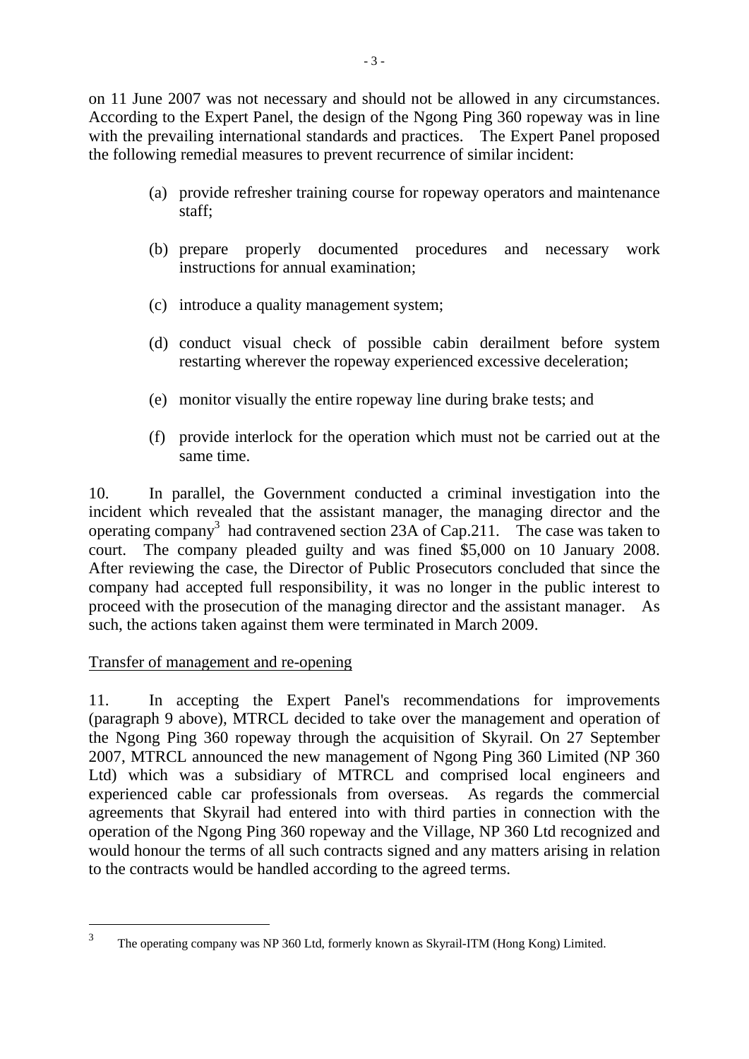on 11 June 2007 was not necessary and should not be allowed in any circumstances. According to the Expert Panel, the design of the Ngong Ping 360 ropeway was in line with the prevailing international standards and practices. The Expert Panel proposed the following remedial measures to prevent recurrence of similar incident:

(a) provide refresher training course for ropeway operators and maintenance staff;

(b) prepare properly documented procedures and necessary work instructions for annual examination;

(c) introduce a quality management system;

(d) conduct visual check of possible cabin derailment before system restarting wherever the ropeway experienced excessive deceleration;

(e) monitor visually the entire ropeway line during brake tests; and

(f) provide interlock for the operation which must not be carried out at the same time.

10. In parallel, the Government conducted a criminal investigation into the incident which revealed that the assistant manager, the managing director and the operating company[3] had contravened section 23A of Cap.211. The case was taken to court. The company pleaded guilty and was fined $5,000 on 10 January 2008. After reviewing the case, the Director of Public Prosecutors concluded that since the company had accepted full responsibility, it was no longer in the public interest to proceed with the prosecution of the managing director and the assistant manager. As such, the actions taken against them were terminated in March 2009.

Transfer of management and re-opening

11. In accepting the Expert Panel's recommendations for improvements (paragraph 9 above), MTRCL decided to take over the management and operation of the Ngong Ping 360 ropeway through the acquisition of Skyrail. On 27 September 2007, MTRCL announced the new management of Ngong Ping 360 Limited (NP 360 Ltd) which was a subsidiary of MTRCL and comprised local engineers and experienced cable car professionals from overseas. As regards the commercial agreements that Skyrail had entered into with third parties in connection with the operation of the Ngong Ping 360 ropeway and the Village, NP 360 Ltd recognized and would honour the terms of all such contracts signed and any matters arising in relation to the contracts would be handled according to the agreed terms.

---

[3] The operating company was NP 360 Ltd, formerly known as Skyrail-ITM (Hong Kong) Limited.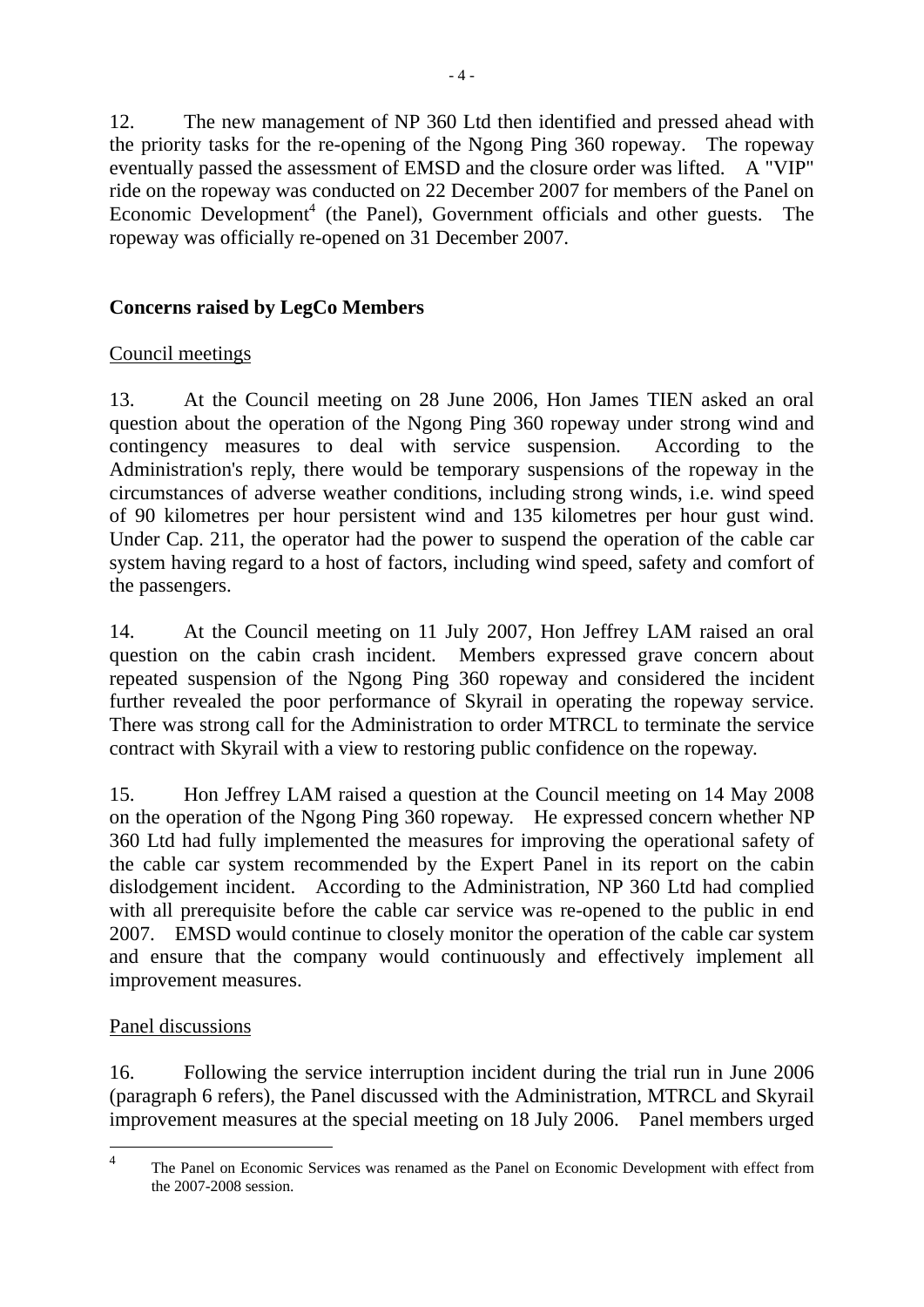12. The new management of NP 360 Ltd then identified and pressed ahead with the priority tasks for the re-opening of the Ngong Ping 360 ropeway. The ropeway eventually passed the assessment of EMSD and the closure order was lifted. A "VIP" ride on the ropeway was conducted on 22 December 2007 for members of the Panel on Economic Development[4] (the Panel), Government officials and other guests. The ropeway was officially re-opened on 31 December 2007.

## Concerns raised by LegCo Members

### Council meetings

13. At the Council meeting on 28 June 2006, Hon James TIEN asked an oral question about the operation of the Ngong Ping 360 ropeway under strong wind and contingency measures to deal with service suspension. According to the Administration's reply, there would be temporary suspensions of the ropeway in the circumstances of adverse weather conditions, including strong winds, i.e. wind speed of 90 kilometres per hour persistent wind and 135 kilometres per hour gust wind. Under Cap. 211, the operator had the power to suspend the operation of the cable car system having regard to a host of factors, including wind speed, safety and comfort of the passengers.

14. At the Council meeting on 11 July 2007, Hon Jeffrey LAM raised an oral question on the cabin crash incident. Members expressed grave concern about repeated suspension of the Ngong Ping 360 ropeway and considered the incident further revealed the poor performance of Skyrail in operating the ropeway service. There was strong call for the Administration to order MTRCL to terminate the service contract with Skyrail with a view to restoring public confidence on the ropeway.

15. Hon Jeffrey LAM raised a question at the Council meeting on 14 May 2008 on the operation of the Ngong Ping 360 ropeway. He expressed concern whether NP 360 Ltd had fully implemented the measures for improving the operational safety of the cable car system recommended by the Expert Panel in its report on the cabin dislodgement incident. According to the Administration, NP 360 Ltd had complied with all prerequisite before the cable car service was re-opened to the public in end 2007. EMSD would continue to closely monitor the operation of the cable car system and ensure that the company would continuously and effectively implement all improvement measures.

### Panel discussions

16. Following the service interruption incident during the trial run in June 2006 (paragraph 6 refers), the Panel discussed with the Administration, MTRCL and Skyrail improvement measures at the special meeting on 18 July 2006. Panel members urged

---

[4] The Panel on Economic Services was renamed as the Panel on Economic Development with effect from the 2007-2008 session.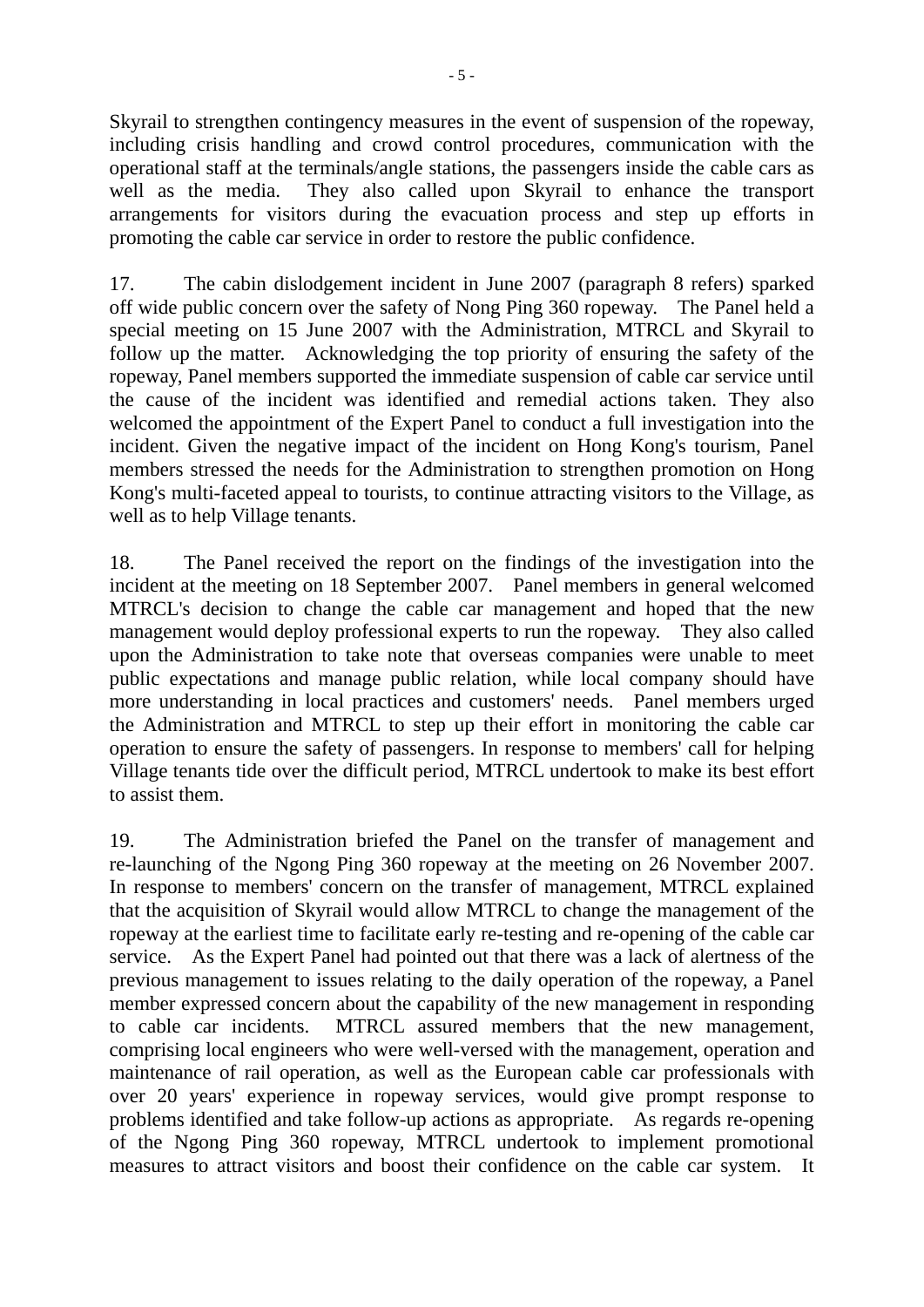Skyrail to strengthen contingency measures in the event of suspension of the ropeway, including crisis handling and crowd control procedures, communication with the operational staff at the terminals/angle stations, the passengers inside the cable cars as well as the media. They also called upon Skyrail to enhance the transport arrangements for visitors during the evacuation process and step up efforts in promoting the cable car service in order to restore the public confidence.

17. The cabin dislodgement incident in June 2007 (paragraph 8 refers) sparked off wide public concern over the safety of Nong Ping 360 ropeway. The Panel held a special meeting on 15 June 2007 with the Administration, MTRCL and Skyrail to follow up the matter. Acknowledging the top priority of ensuring the safety of the ropeway, Panel members supported the immediate suspension of cable car service until the cause of the incident was identified and remedial actions taken. They also welcomed the appointment of the Expert Panel to conduct a full investigation into the incident. Given the negative impact of the incident on Hong Kong's tourism, Panel members stressed the needs for the Administration to strengthen promotion on Hong Kong's multi-faceted appeal to tourists, to continue attracting visitors to the Village, as well as to help Village tenants.

18. The Panel received the report on the findings of the investigation into the incident at the meeting on 18 September 2007. Panel members in general welcomed MTRCL's decision to change the cable car management and hoped that the new management would deploy professional experts to run the ropeway. They also called upon the Administration to take note that overseas companies were unable to meet public expectations and manage public relation, while local company should have more understanding in local practices and customers' needs. Panel members urged the Administration and MTRCL to step up their effort in monitoring the cable car operation to ensure the safety of passengers. In response to members' call for helping Village tenants tide over the difficult period, MTRCL undertook to make its best effort to assist them.

19. The Administration briefed the Panel on the transfer of management and re-launching of the Ngong Ping 360 ropeway at the meeting on 26 November 2007. In response to members' concern on the transfer of management, MTRCL explained that the acquisition of Skyrail would allow MTRCL to change the management of the ropeway at the earliest time to facilitate early re-testing and re-opening of the cable car service. As the Expert Panel had pointed out that there was a lack of alertness of the previous management to issues relating to the daily operation of the ropeway, a Panel member expressed concern about the capability of the new management in responding to cable car incidents. MTRCL assured members that the new management, comprising local engineers who were well-versed with the management, operation and maintenance of rail operation, as well as the European cable car professionals with over 20 years' experience in ropeway services, would give prompt response to problems identified and take follow-up actions as appropriate. As regards re-opening of the Ngong Ping 360 ropeway, MTRCL undertook to implement promotional measures to attract visitors and boost their confidence on the cable car system. It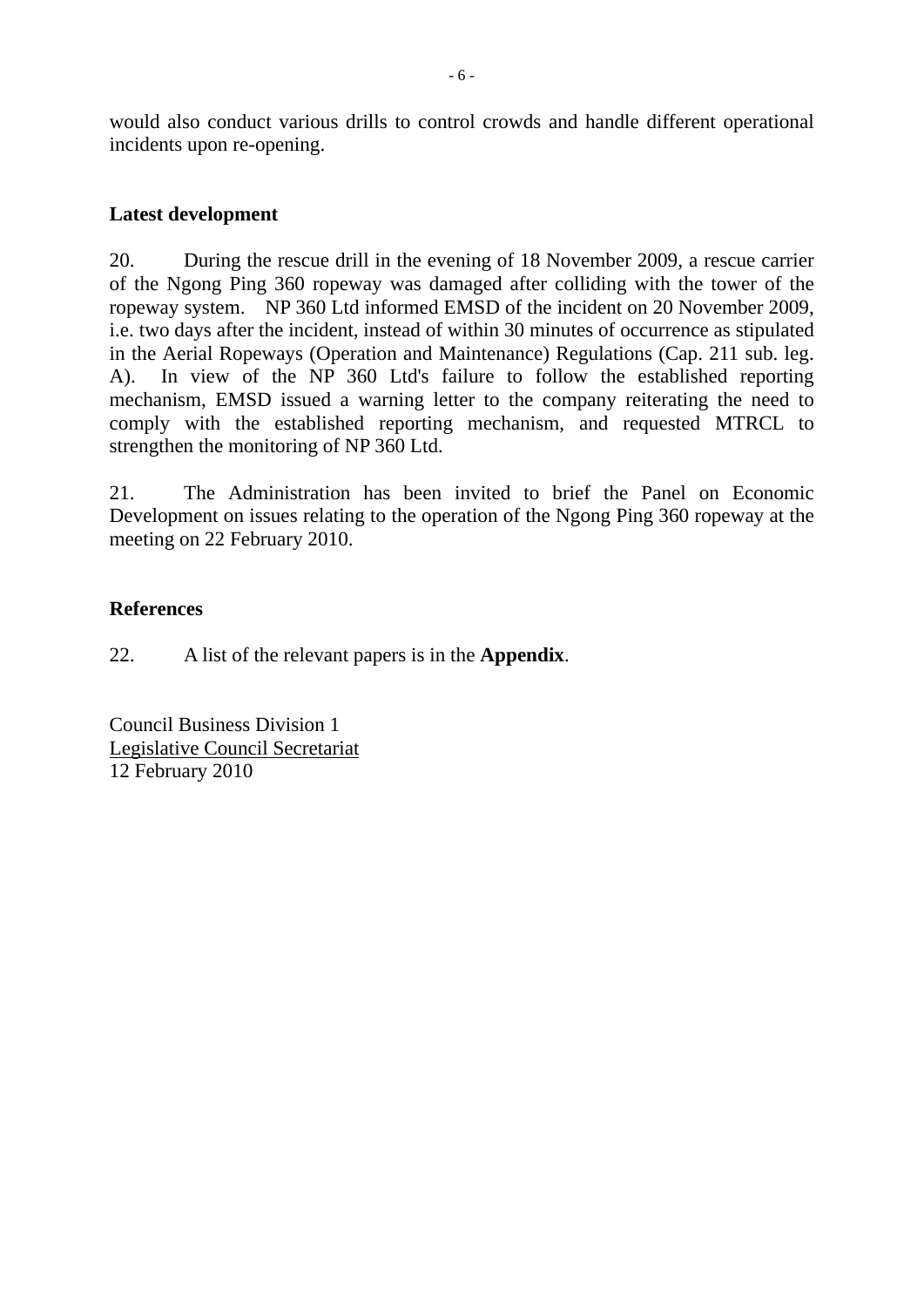would also conduct various drills to control crowds and handle different operational incidents upon re-opening.

**Latest development**

20. During the rescue drill in the evening of 18 November 2009, a rescue carrier of the Ngong Ping 360 ropeway was damaged after colliding with the tower of the ropeway system. NP 360 Ltd informed EMSD of the incident on 20 November 2009, i.e. two days after the incident, instead of within 30 minutes of occurrence as stipulated in the Aerial Ropeways (Operation and Maintenance) Regulations (Cap. 211 sub. leg. A). In view of the NP 360 Ltd's failure to follow the established reporting mechanism, EMSD issued a warning letter to the company reiterating the need to comply with the established reporting mechanism, and requested MTRCL to strengthen the monitoring of NP 360 Ltd.

21. The Administration has been invited to brief the Panel on Economic Development on issues relating to the operation of the Ngong Ping 360 ropeway at the meeting on 22 February 2010.

**References**

22. A list of the relevant papers is in the **Appendix**.

Council Business Division 1
Legislative Council Secretariat
12 February 2010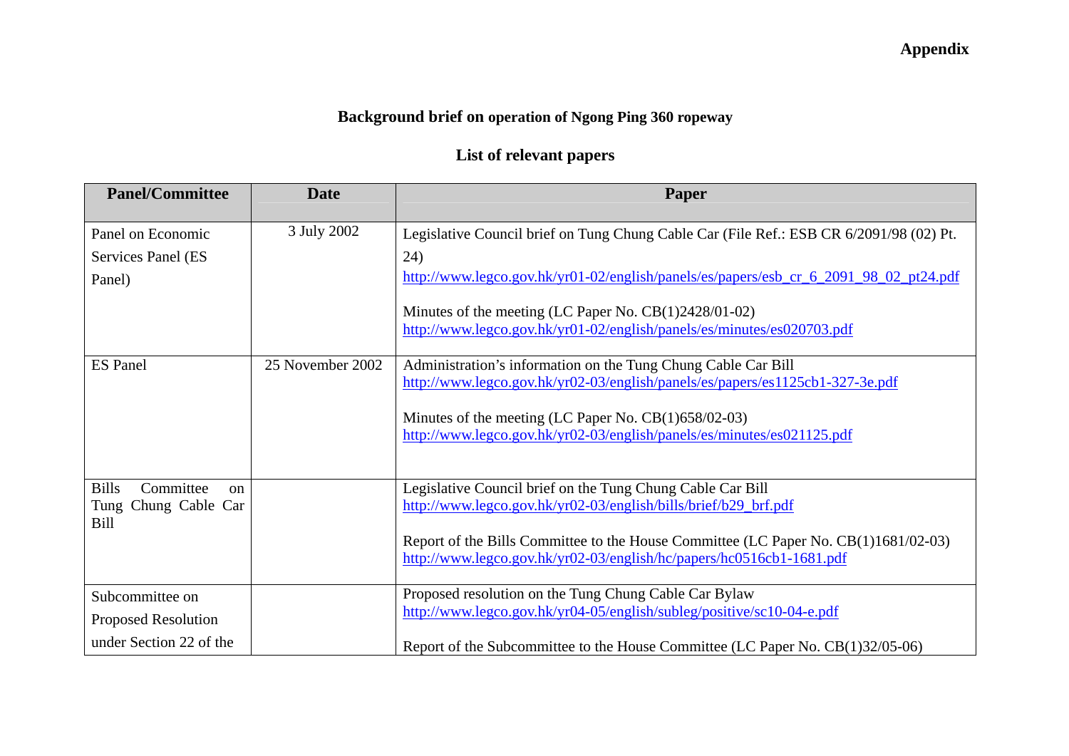**Appendix**

**Background brief on operation of Ngong Ping 360 ropeway**

**List of relevant papers**

| Panel/Committee | Date | Paper |
|---|---|---|
| Panel on Economic Services Panel (ES Panel) | 3 July 2002 | Legislative Council brief on Tung Chung Cable Car (File Ref.: ESB CR 6/2091/98 (02) Pt. 24) http://www.legco.gov.hk/yr01-02/english/panels/es/papers/esb_cr_6_2091_98_02_pt24.pdf<br><br>Minutes of the meeting (LC Paper No. CB(1)2428/01-02) http://www.legco.gov.hk/yr01-02/english/panels/es/minutes/es020703.pdf |
| ES Panel | 25 November 2002 | Administration's information on the Tung Chung Cable Car Bill http://www.legco.gov.hk/yr02-03/english/panels/es/papers/es1125cb1-327-3e.pdf<br><br>Minutes of the meeting (LC Paper No. CB(1)658/02-03) http://www.legco.gov.hk/yr02-03/english/panels/es/minutes/es021125.pdf |
| Bills Committee on Tung Chung Cable Car Bill | | Legislative Council brief on the Tung Chung Cable Car Bill http://www.legco.gov.hk/yr02-03/english/bills/brief/b29_brf.pdf<br><br>Report of the Bills Committee to the House Committee (LC Paper No. CB(1)1681/02-03) http://www.legco.gov.hk/yr02-03/english/hc/papers/hc0516cb1-1681.pdf |
| Subcommittee on Proposed Resolution under Section 22 of the | | Proposed resolution on the Tung Chung Cable Car Bylaw http://www.legco.gov.hk/yr04-05/english/subleg/positive/sc10-04-e.pdf<br><br>Report of the Subcommittee to the House Committee (LC Paper No. CB(1)32/05-06) |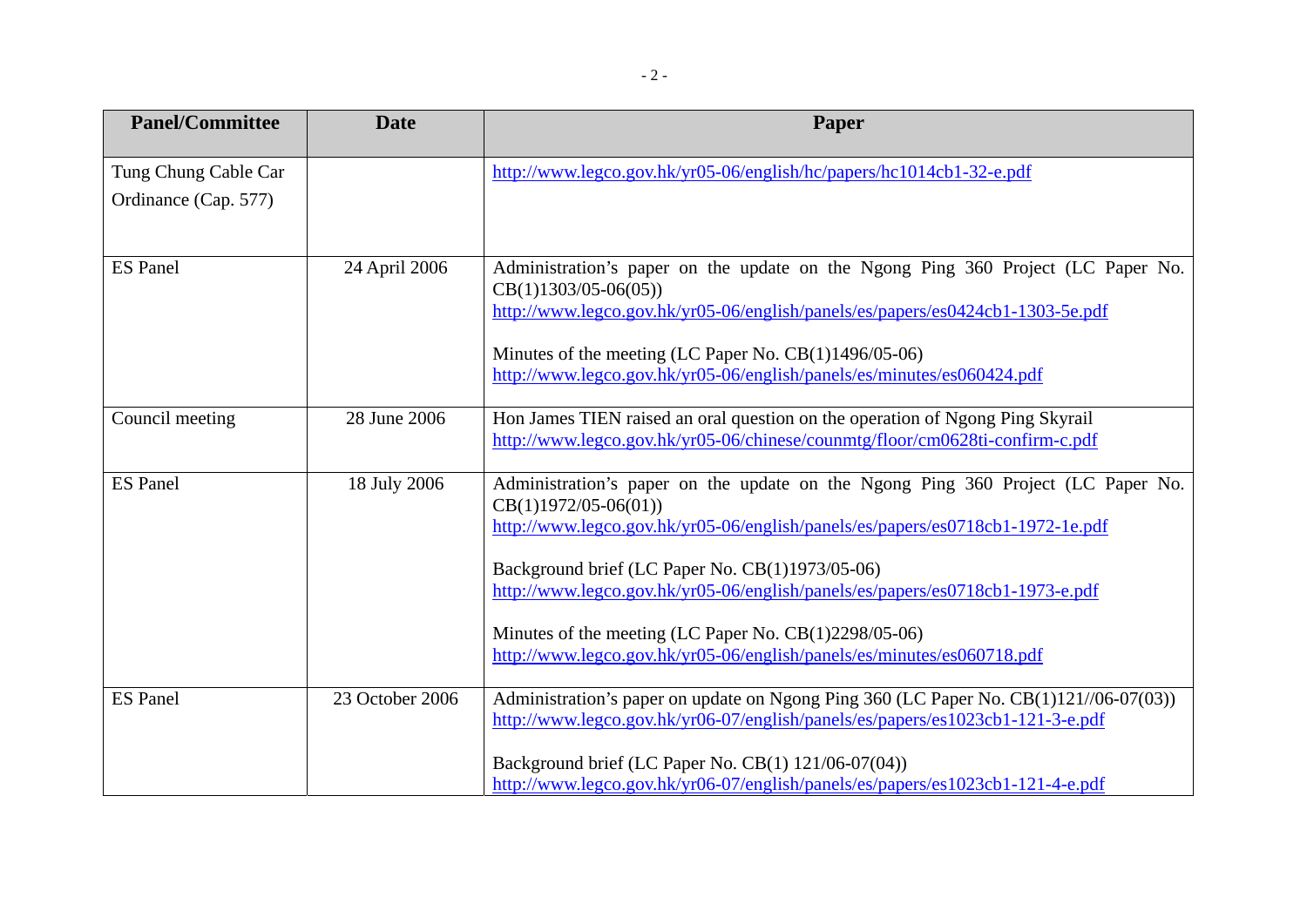| Panel/Committee | Date | Paper |
|---|---|---|
| Tung Chung Cable Car Ordinance (Cap. 577) | | http://www.legco.gov.hk/yr05-06/english/hc/papers/hc1014cb1-32-e.pdf |
| ES Panel | 24 April 2006 | Administration's paper on the update on the Ngong Ping 360 Project (LC Paper No. CB(1)1303/05-06(05)) http://www.legco.gov.hk/yr05-06/english/panels/es/papers/es0424cb1-1303-5e.pdf <br><br> Minutes of the meeting (LC Paper No. CB(1)1496/05-06) http://www.legco.gov.hk/yr05-06/english/panels/es/minutes/es060424.pdf |
| Council meeting | 28 June 2006 | Hon James TIEN raised an oral question on the operation of Ngong Ping Skyrail http://www.legco.gov.hk/yr05-06/chinese/counmtg/floor/cm0628ti-confirm-c.pdf |
| ES Panel | 18 July 2006 | Administration's paper on the update on the Ngong Ping 360 Project (LC Paper No. CB(1)1972/05-06(01)) http://www.legco.gov.hk/yr05-06/english/panels/es/papers/es0718cb1-1972-1e.pdf <br><br> Background brief (LC Paper No. CB(1)1973/05-06) http://www.legco.gov.hk/yr05-06/english/panels/es/papers/es0718cb1-1973-e.pdf <br><br> Minutes of the meeting (LC Paper No. CB(1)2298/05-06) http://www.legco.gov.hk/yr05-06/english/panels/es/minutes/es060718.pdf |
| ES Panel | 23 October 2006 | Administration's paper on update on Ngong Ping 360 (LC Paper No. CB(1)121//06-07(03)) http://www.legco.gov.hk/yr06-07/english/panels/es/papers/es1023cb1-121-3-e.pdf <br><br> Background brief (LC Paper No. CB(1) 121/06-07(04)) http://www.legco.gov.hk/yr06-07/english/panels/es/papers/es1023cb1-121-4-e.pdf |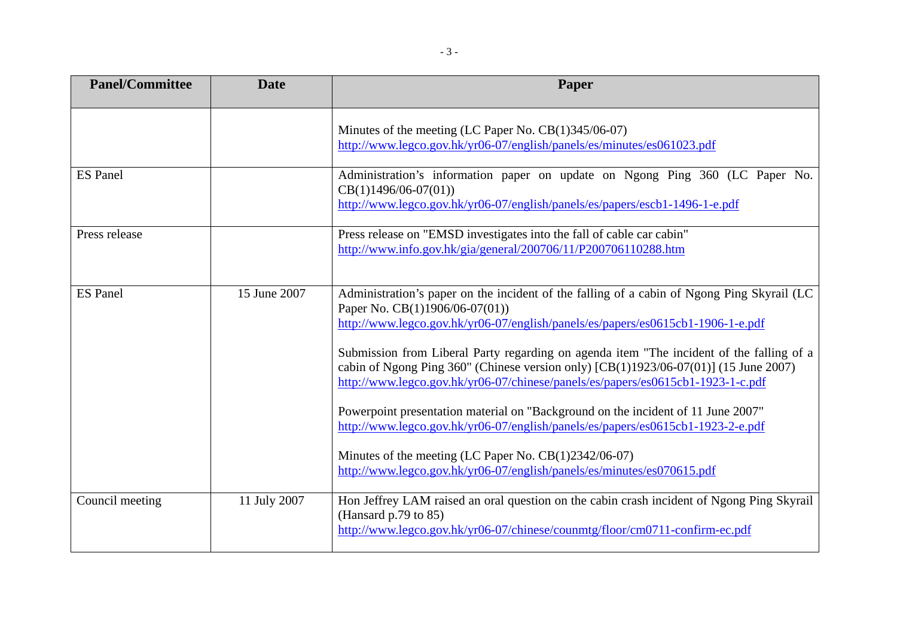| Panel/Committee | Date | Paper |
| --- | --- | --- |
| | | Minutes of the meeting (LC Paper No. CB(1)345/06-07)<br>http://www.legco.gov.hk/yr06-07/english/panels/es/minutes/es061023.pdf |
| ES Panel | | Administration's information paper on update on Ngong Ping 360 (LC Paper No. CB(1)1496/06-07(01))<br>http://www.legco.gov.hk/yr06-07/english/panels/es/papers/escb1-1496-1-e.pdf |
| Press release | | Press release on "EMSD investigates into the fall of cable car cabin"<br>http://www.info.gov.hk/gia/general/200706/11/P200706110288.htm |
| ES Panel | 15 June 2007 | Administration's paper on the incident of the falling of a cabin of Ngong Ping Skyrail (LC Paper No. CB(1)1906/06-07(01))<br>http://www.legco.gov.hk/yr06-07/english/panels/es/papers/es0615cb1-1906-1-e.pdf<br><br>Submission from Liberal Party regarding on agenda item "The incident of the falling of a cabin of Ngong Ping 360" (Chinese version only) [CB(1)1923/06-07(01)] (15 June 2007)<br>http://www.legco.gov.hk/yr06-07/chinese/panels/es/papers/es0615cb1-1923-1-c.pdf<br><br>Powerpoint presentation material on "Background on the incident of 11 June 2007"<br>http://www.legco.gov.hk/yr06-07/english/panels/es/papers/es0615cb1-1923-2-e.pdf<br><br>Minutes of the meeting (LC Paper No. CB(1)2342/06-07)<br>http://www.legco.gov.hk/yr06-07/english/panels/es/minutes/es070615.pdf |
| Council meeting | 11 July 2007 | Hon Jeffrey LAM raised an oral question on the cabin crash incident of Ngong Ping Skyrail (Hansard p.79 to 85)<br>http://www.legco.gov.hk/yr06-07/chinese/counmtg/floor/cm0711-confirm-ec.pdf |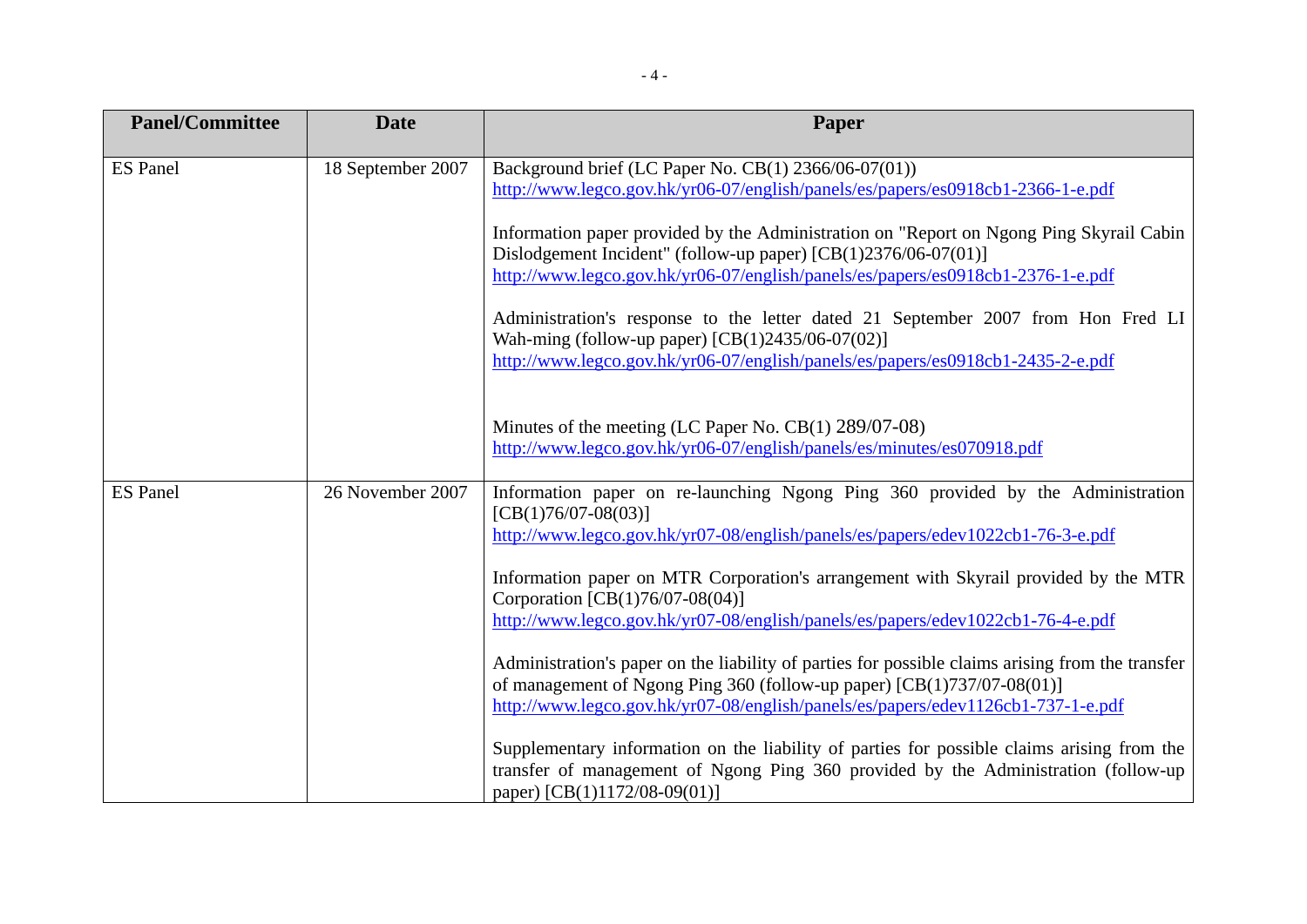| Panel/Committee | Date | Paper |
|---|---|---|
| ES Panel | 18 September 2007 | Background brief (LC Paper No. CB(1) 2366/06-07(01)) http://www.legco.gov.hk/yr06-07/english/panels/es/papers/es0918cb1-2366-1-e.pdf<br><br>Information paper provided by the Administration on "Report on Ngong Ping Skyrail Cabin Dislodgement Incident" (follow-up paper) [CB(1)2376/06-07(01)] http://www.legco.gov.hk/yr06-07/english/panels/es/papers/es0918cb1-2376-1-e.pdf<br><br>Administration's response to the letter dated 21 September 2007 from Hon Fred LI Wah-ming (follow-up paper) [CB(1)2435/06-07(02)] http://www.legco.gov.hk/yr06-07/english/panels/es/papers/es0918cb1-2435-2-e.pdf<br><br>Minutes of the meeting (LC Paper No. CB(1) 289/07-08) http://www.legco.gov.hk/yr06-07/english/panels/es/minutes/es070918.pdf |
| ES Panel | 26 November 2007 | Information paper on re-launching Ngong Ping 360 provided by the Administration [CB(1)76/07-08(03)] http://www.legco.gov.hk/yr07-08/english/panels/es/papers/edev1022cb1-76-3-e.pdf<br><br>Information paper on MTR Corporation's arrangement with Skyrail provided by the MTR Corporation [CB(1)76/07-08(04)] http://www.legco.gov.hk/yr07-08/english/panels/es/papers/edev1022cb1-76-4-e.pdf<br><br>Administration's paper on the liability of parties for possible claims arising from the transfer of management of Ngong Ping 360 (follow-up paper) [CB(1)737/07-08(01)] http://www.legco.gov.hk/yr07-08/english/panels/es/papers/edev1126cb1-737-1-e.pdf<br><br>Supplementary information on the liability of parties for possible claims arising from the transfer of management of Ngong Ping 360 provided by the Administration (follow-up paper) [CB(1)1172/08-09(01)] |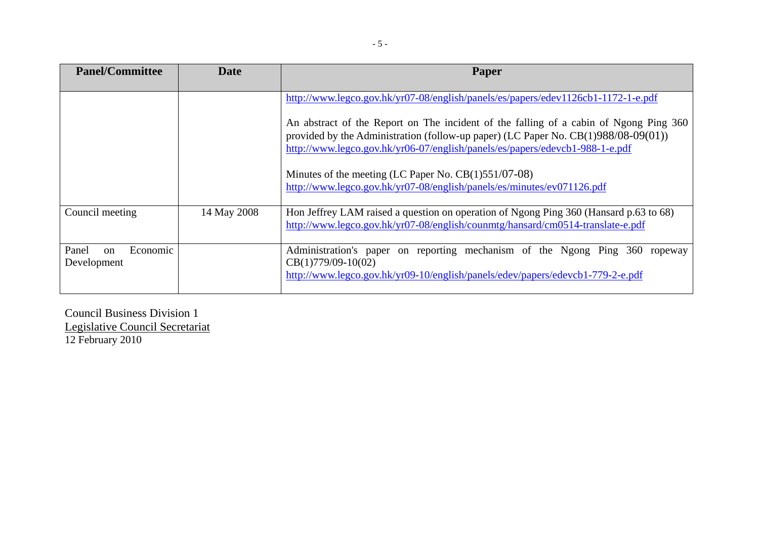| Panel/Committee | Date | Paper |
|---|---|---|
| | | http://www.legco.gov.hk/yr07-08/english/panels/es/papers/edev1126cb1-1172-1-e.pdf<br><br>An abstract of the Report on The incident of the falling of a cabin of Ngong Ping 360 provided by the Administration (follow-up paper) (LC Paper No. CB(1)988/08-09(01))<br>http://www.legco.gov.hk/yr06-07/english/panels/es/papers/edevcb1-988-1-e.pdf<br><br>Minutes of the meeting (LC Paper No. CB(1)551/07-08)<br>http://www.legco.gov.hk/yr07-08/english/panels/es/minutes/ev071126.pdf |
| Council meeting | 14 May 2008 | Hon Jeffrey LAM raised a question on operation of Ngong Ping 360 (Hansard p.63 to 68)<br>http://www.legco.gov.hk/yr07-08/english/counmtg/hansard/cm0514-translate-e.pdf |
| Panel on Economic Development | | Administration's paper on reporting mechanism of the Ngong Ping 360 ropeway CB(1)779/09-10(02)<br>http://www.legco.gov.hk/yr09-10/english/panels/edev/papers/edevcb1-779-2-e.pdf |

Council Business Division 1
Legislative Council Secretariat
12 February 2010